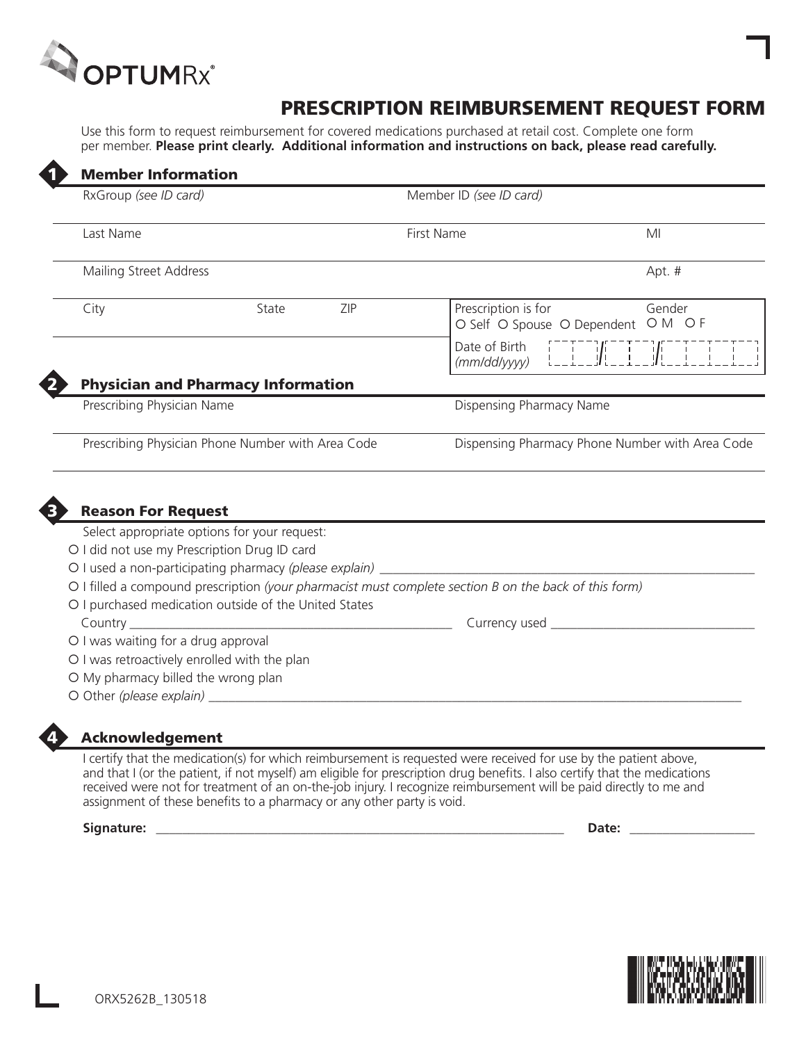OPTUMRx®

# PRESCRIPTION REIMBURSEMENT REQUEST FORM

Use this form to request reimbursement for covered medications purchased at retail cost. Complete one form per member. **Please print clearly. Additional information and instructions on back, please read carefully.**

## 1 Member Information

RxGroup *(see ID card)*

Member ID *(see ID card)*

Last Name

First Name

MI

Mailing Street Address

Apt. #

City

State

ZIP

Prescription is for
O Self O Spouse O Dependent

Gender
O M O F

Date of Birth *(mm/dd/yyyy)* __ __ / __ __ / __ __ __ __

## 2 Physician and Pharmacy Information

Prescribing Physician Name

Dispensing Pharmacy Name

Prescribing Physician Phone Number with Area Code

Dispensing Pharmacy Phone Number with Area Code

## 3 Reason For Request

Select appropriate options for your request:

- O I did not use my Prescription Drug ID card
- O I used a non-participating pharmacy *(please explain)* ____________________
- O I filled a compound prescription *(your pharmacist must complete section B on the back of this form)*
- O I purchased medication outside of the United States
  Country ____________________ Currency used ____________________
- O I was waiting for a drug approval
- O I was retroactively enrolled with the plan
- O My pharmacy billed the wrong plan
- O Other *(please explain)* ____________________

## 4 Acknowledgement

I certify that the medication(s) for which reimbursement is requested were received for use by the patient above, and that I (or the patient, if not myself) am eligible for prescription drug benefits. I also certify that the medications received were not for treatment of an on-the-job injury. I recognize reimbursement will be paid directly to me and assignment of these benefits to a pharmacy or any other party is void.

**Signature:** ____________________ **Date:** ____________________

ORX5262B_130518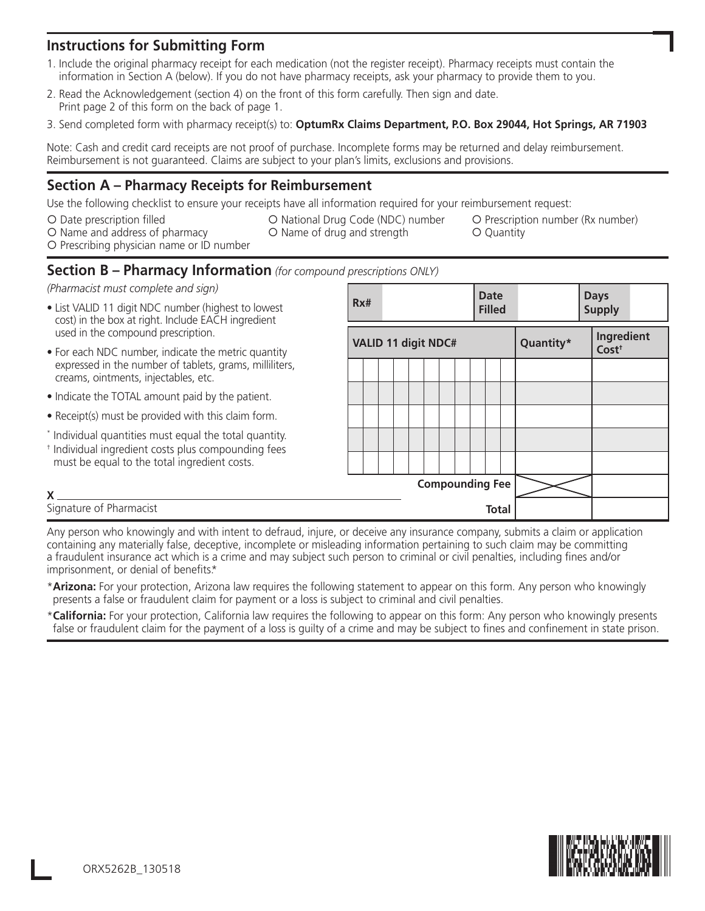## Instructions for Submitting Form

1. Include the original pharmacy receipt for each medication (not the register receipt). Pharmacy receipts must contain the information in Section A (below). If you do not have pharmacy receipts, ask your pharmacy to provide them to you.
2. Read the Acknowledgement (section 4) on the front of this form carefully. Then sign and date. Print page 2 of this form on the back of page 1.
3. Send completed form with pharmacy receipt(s) to: **OptumRx Claims Department, P.O. Box 29044, Hot Springs, AR 71903**

Note: Cash and credit card receipts are not proof of purchase. Incomplete forms may be returned and delay reimbursement. Reimbursement is not guaranteed. Claims are subject to your plan's limits, exclusions and provisions.

## Section A – Pharmacy Receipts for Reimbursement

Use the following checklist to ensure your receipts have all information required for your reimbursement request:

- ○ Date prescription filled
- ○ Name and address of pharmacy
- ○ Prescribing physician name or ID number
- ○ National Drug Code (NDC) number
- ○ Name of drug and strength
- ○ Prescription number (Rx number)
- ○ Quantity

## Section B – Pharmacy Information *(for compound prescriptions ONLY)*

*(Pharmacist must complete and sign)*

- List VALID 11 digit NDC number (highest to lowest cost) in the box at right. Include EACH ingredient used in the compound prescription.
- For each NDC number, indicate the metric quantity expressed in the number of tablets, grams, milliliters, creams, ointments, injectables, etc.
- Indicate the TOTAL amount paid by the patient.
- Receipt(s) must be provided with this claim form.

* Individual quantities must equal the total quantity.
† Individual ingredient costs plus compounding fees must be equal to the total ingredient costs.

| Rx# | | Date Filled | | Days Supply | |
|---|---|---|---|---|---|

| VALID 11 digit NDC# | Quantity* | Ingredient Cost† |
|---|---|---|
| | | |
| | | |
| | | |
| | | |
| | | |
| Compounding Fee | | |
| Total | | |

X ____________________________________________
Signature of Pharmacist

Any person who knowingly and with intent to defraud, injure, or deceive any insurance company, submits a claim or application containing any materially false, deceptive, incomplete or misleading information pertaining to such claim may be committing a fraudulent insurance act which is a crime and may subject such person to criminal or civil penalties, including fines and/or imprisonment, or denial of benefits.*

***Arizona:** For your protection, Arizona law requires the following statement to appear on this form. Any person who knowingly presents a false or fraudulent claim for payment or a loss is subject to criminal and civil penalties.

***California:** For your protection, California law requires the following to appear on this form: Any person who knowingly presents false or fraudulent claim for the payment of a loss is guilty of a crime and may be subject to fines and confinement in state prison.

ORX5262B_130518